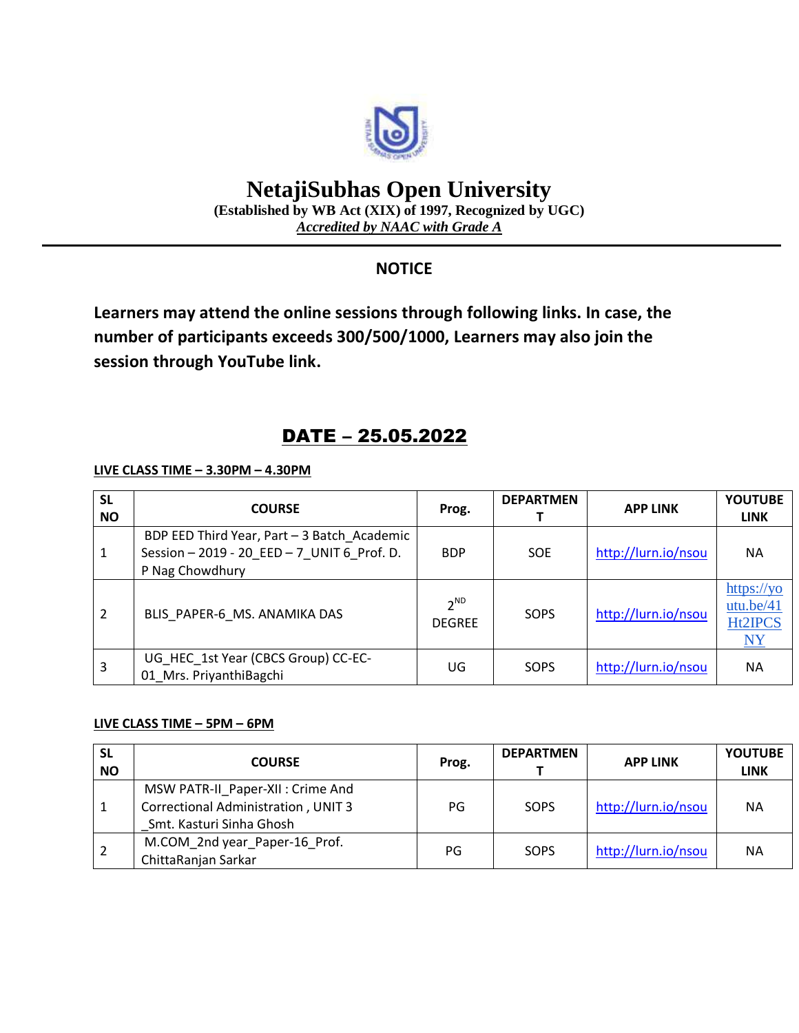# NetajiSubhas Open University

**(Established by WB Act (XIX) of 1997, Recognized by UGC)**

***Accredited by NAAC with Grade A***

## NOTICE

**Learners may attend the online sessions through following links. In case, the number of participants exceeds 300/500/1000, Learners may also join the session through YouTube link.**

## DATE – 25.05.2022

**LIVE CLASS TIME – 3.30PM – 4.30PM**

| SL NO | COURSE | Prog. | DEPARTMENT | APP LINK | YOUTUBE LINK |
|---|---|---|---|---|---|
| 1 | BDP EED Third Year, Part – 3 Batch_Academic Session – 2019 - 20_EED – 7_UNIT 6_Prof. D. P Nag Chowdhury | BDP | SOE | http://lurn.io/nsou | NA |
| 2 | BLIS_PAPER-6_MS. ANAMIKA DAS | 2ND DEGREE | SOPS | http://lurn.io/nsou | https://youtu.be/41Ht2IPCSNY |
| 3 | UG_HEC_1st Year (CBCS Group) CC-EC-01_Mrs. PriyanthiBagchi | UG | SOPS | http://lurn.io/nsou | NA |

**LIVE CLASS TIME – 5PM – 6PM**

| SL NO | COURSE | Prog. | DEPARTMENT | APP LINK | YOUTUBE LINK |
|---|---|---|---|---|---|
| 1 | MSW PATR-II_Paper-XII : Crime And Correctional Administration , UNIT 3 _Smt. Kasturi Sinha Ghosh | PG | SOPS | http://lurn.io/nsou | NA |
| 2 | M.COM_2nd year_Paper-16_Prof. ChittaRanjan Sarkar | PG | SOPS | http://lurn.io/nsou | NA |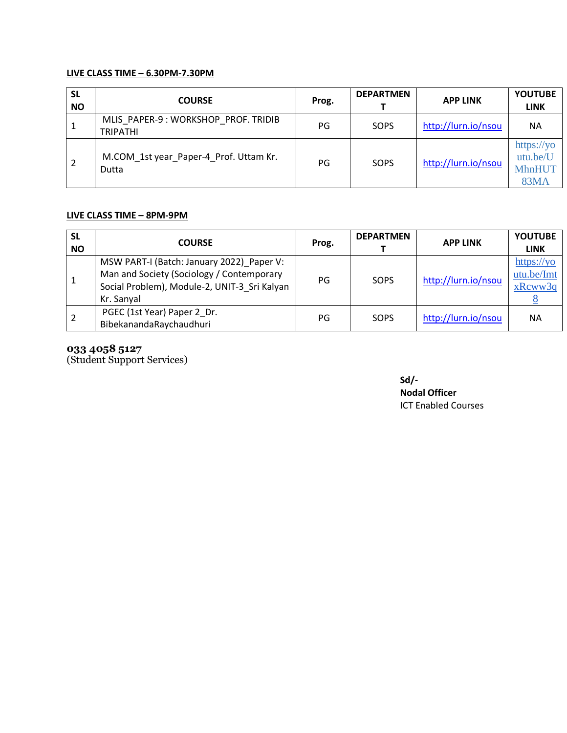**LIVE CLASS TIME – 6.30PM-7.30PM**

| SL NO | COURSE | Prog. | DEPARTMENT | APP LINK | YOUTUBE LINK |
|---|---|---|---|---|---|
| 1 | MLIS_PAPER-9 : WORKSHOP_PROF. TRIDIB TRIPATHI | PG | SOPS | http://lurn.io/nsou | NA |
| 2 | M.COM_1st year_Paper-4_Prof. Uttam Kr. Dutta | PG | SOPS | http://lurn.io/nsou | https://youtu.be/UMhnHUT83MA |

**LIVE CLASS TIME – 8PM-9PM**

| SL NO | COURSE | Prog. | DEPARTMENT | APP LINK | YOUTUBE LINK |
|---|---|---|---|---|---|
| 1 | MSW PART-I (Batch: January 2022)_Paper V: Man and Society (Sociology / Contemporary Social Problem), Module-2, UNIT-3_Sri Kalyan Kr. Sanyal | PG | SOPS | http://lurn.io/nsou | https://youtu.be/ImtxRcww3q8 |
| 2 | PGEC (1st Year) Paper 2_Dr. BibekanandaRaychaudhuri | PG | SOPS | http://lurn.io/nsou | NA |

**033 4058 5127**
(Student Support Services)

**Sd/-**
**Nodal Officer**
ICT Enabled Courses